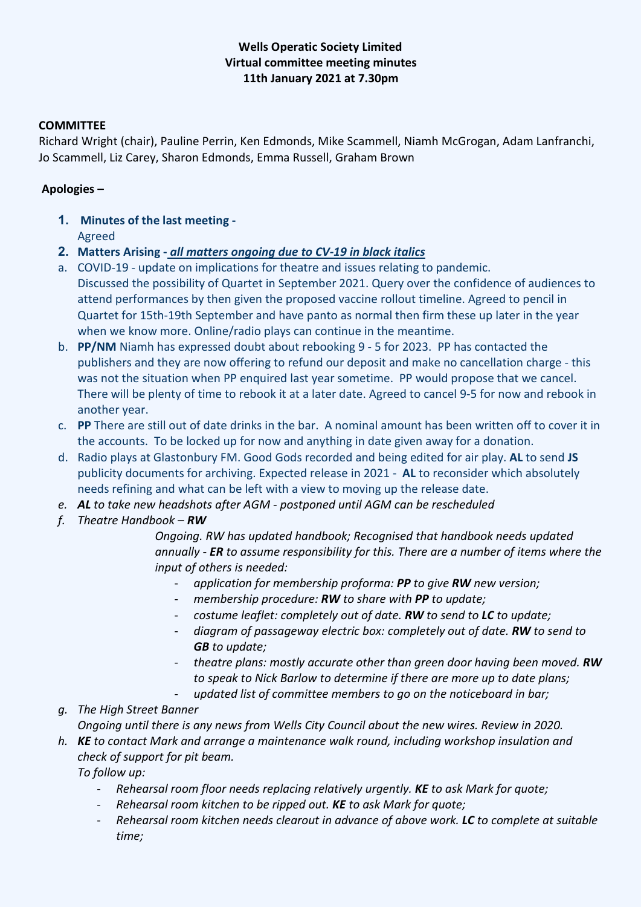**Wells Operatic Society Limited**
**Virtual committee meeting minutes**
**11th January 2021 at 7.30pm**

**COMMITTEE**

Richard Wright (chair), Pauline Perrin, Ken Edmonds, Mike Scammell, Niamh McGrogan, Adam Lanfranchi, Jo Scammell, Liz Carey, Sharon Edmonds, Emma Russell, Graham Brown

**Apologies –**

1. **Minutes of the last meeting -**
   Agreed
2. **Matters Arising -** ***all matters ongoing due to CV-19 in black italics***

a. COVID-19 - update on implications for theatre and issues relating to pandemic.
Discussed the possibility of Quartet in September 2021. Query over the confidence of audiences to attend performances by then given the proposed vaccine rollout timeline. Agreed to pencil in Quartet for 15th-19th September and have panto as normal then firm these up later in the year when we know more. Online/radio plays can continue in the meantime.

b. **PP/NM** Niamh has expressed doubt about rebooking 9 - 5 for 2023. PP has contacted the publishers and they are now offering to refund our deposit and make no cancellation charge - this was not the situation when PP enquired last year sometime. PP would propose that we cancel. There will be plenty of time to rebook it at a later date. Agreed to cancel 9-5 for now and rebook in another year.

c. **PP** There are still out of date drinks in the bar. A nominal amount has been written off to cover it in the accounts. To be locked up for now and anything in date given away for a donation.

d. Radio plays at Glastonbury FM. Good Gods recorded and being edited for air play. **AL** to send **JS** publicity documents for archiving. Expected release in 2021 - **AL** to reconsider which absolutely needs refining and what can be left with a view to moving up the release date.

e. ***AL*** *to take new headshots after AGM - postponed until AGM can be rescheduled*

f. *Theatre Handbook –* ***RW***

*Ongoing. RW has updated handbook; Recognised that handbook needs updated annually -* ***ER*** *to assume responsibility for this. There are a number of items where the input of others is needed:*

- *application for membership proforma:* ***PP*** *to give* ***RW*** *new version;*
- *membership procedure:* ***RW*** *to share with* ***PP*** *to update;*
- *costume leaflet: completely out of date.* ***RW*** *to send to* ***LC*** *to update;*
- *diagram of passageway electric box: completely out of date.* ***RW*** *to send to* ***GB*** *to update;*
- *theatre plans: mostly accurate other than green door having been moved.* ***RW*** *to speak to Nick Barlow to determine if there are more up to date plans;*
- *updated list of committee members to go on the noticeboard in bar;*

g. *The High Street Banner*
*Ongoing until there is any news from Wells City Council about the new wires. Review in 2020.*

h. ***KE*** *to contact Mark and arrange a maintenance walk round, including workshop insulation and check of support for pit beam.*
*To follow up:*

- *Rehearsal room floor needs replacing relatively urgently.* ***KE*** *to ask Mark for quote;*
- *Rehearsal room kitchen to be ripped out.* ***KE*** *to ask Mark for quote;*
- *Rehearsal room kitchen needs clearout in advance of above work.* ***LC*** *to complete at suitable time;*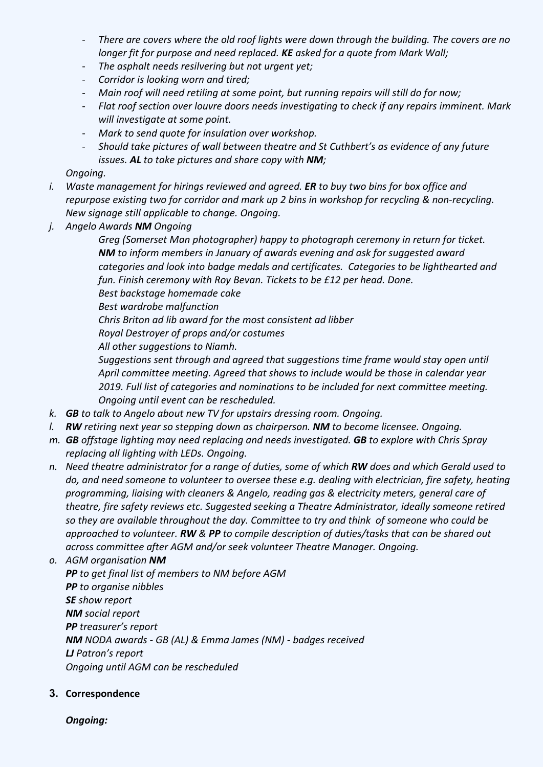- *There are covers where the old roof lights were down through the building. The covers are no longer fit for purpose and need replaced.* ***KE*** *asked for a quote from Mark Wall;*
- *The asphalt needs resilvering but not urgent yet;*
- *Corridor is looking worn and tired;*
- *Main roof will need retiling at some point, but running repairs will still do for now;*
- *Flat roof section over louvre doors needs investigating to check if any repairs imminent. Mark will investigate at some point.*
- *Mark to send quote for insulation over workshop.*
- *Should take pictures of wall between theatre and St Cuthbert's as evidence of any future issues.* ***AL*** *to take pictures and share copy with* ***NM****;*

*Ongoing.*

i. *Waste management for hirings reviewed and agreed.* ***ER*** *to buy two bins for box office and repurpose existing two for corridor and mark up 2 bins in workshop for recycling & non-recycling. New signage still applicable to change. Ongoing.*

j. *Angelo Awards* ***NM*** *Ongoing*

   *Greg (Somerset Man photographer) happy to photograph ceremony in return for ticket.* ***NM*** *to inform members in January of awards evening and ask for suggested award categories and look into badge medals and certificates. Categories to be lighthearted and fun. Finish ceremony with Roy Bevan. Tickets to be £12 per head. Done.*
   *Best backstage homemade cake*
   *Best wardrobe malfunction*
   *Chris Briton ad lib award for the most consistent ad libber*
   *Royal Destroyer of props and/or costumes*
   *All other suggestions to Niamh.*
   *Suggestions sent through and agreed that suggestions time frame would stay open until April committee meeting. Agreed that shows to include would be those in calendar year 2019. Full list of categories and nominations to be included for next committee meeting. Ongoing until event can be rescheduled.*

k. ***GB*** *to talk to Angelo about new TV for upstairs dressing room. Ongoing.*

l. ***RW*** *retiring next year so stepping down as chairperson.* ***NM*** *to become licensee. Ongoing.*

m. ***GB*** *offstage lighting may need replacing and needs investigated.* ***GB*** *to explore with Chris Spray replacing all lighting with LEDs. Ongoing.*

n. *Need theatre administrator for a range of duties, some of which* ***RW*** *does and which Gerald used to do, and need someone to volunteer to oversee these e.g. dealing with electrician, fire safety, heating programming, liaising with cleaners & Angelo, reading gas & electricity meters, general care of theatre, fire safety reviews etc. Suggested seeking a Theatre Administrator, ideally someone retired so they are available throughout the day. Committee to try and think of someone who could be approached to volunteer.* ***RW*** *&* ***PP*** *to compile description of duties/tasks that can be shared out across committee after AGM and/or seek volunteer Theatre Manager. Ongoing.*

o. *AGM organisation* ***NM***

   ***PP*** *to get final list of members to NM before AGM*
   ***PP*** *to organise nibbles*
   ***SE*** *show report*
   ***NM*** *social report*
   ***PP*** *treasurer's report*
   ***NM*** *NODA awards - GB (AL) & Emma James (NM) - badges received*
   ***LJ*** *Patron's report*
   *Ongoing until AGM can be rescheduled*

## 3. Correspondence

***Ongoing:***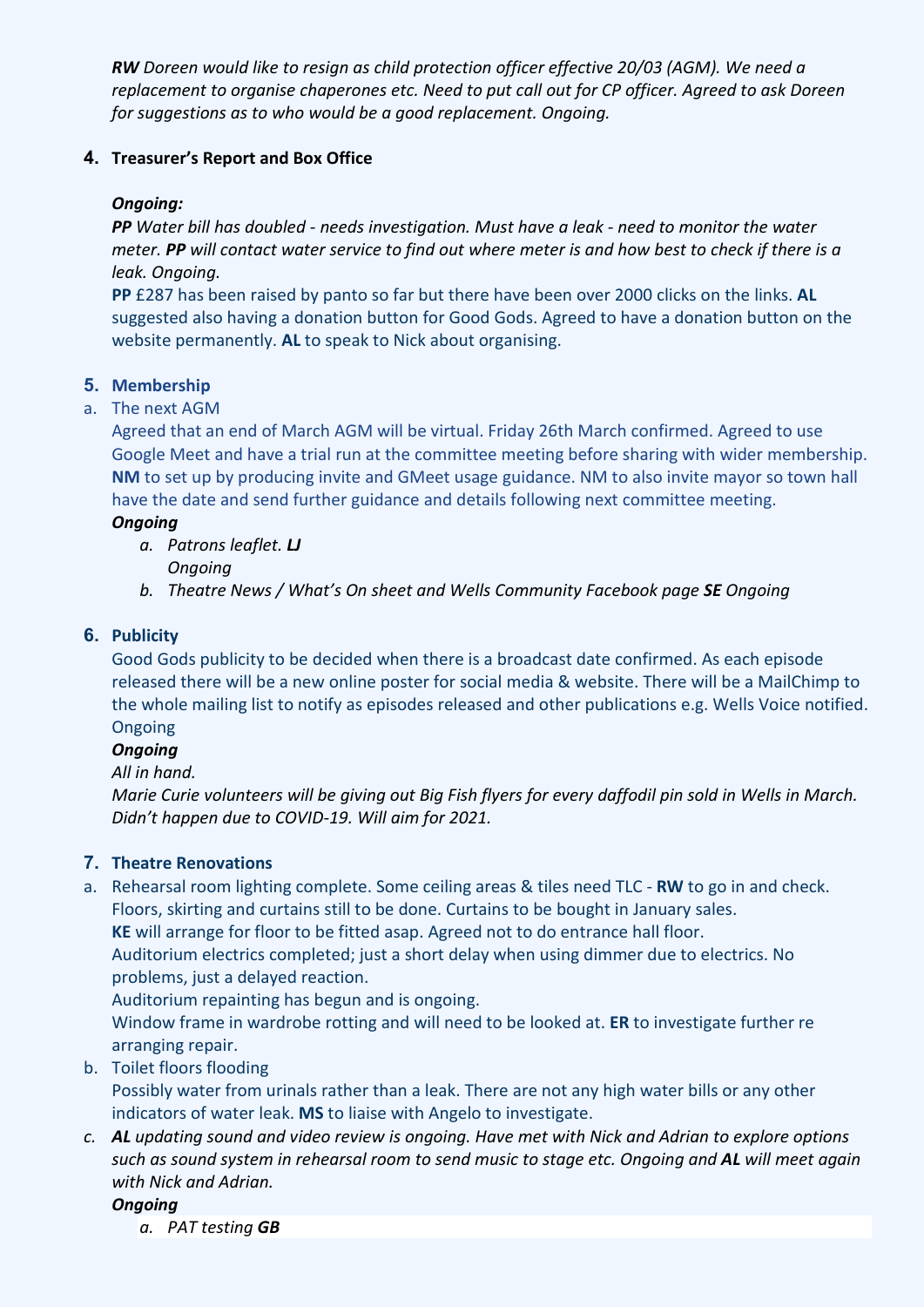***RW** Doreen would like to resign as child protection officer effective 20/03 (AGM). We need a replacement to organise chaperones etc. Need to put call out for CP officer. Agreed to ask Doreen for suggestions as to who would be a good replacement. Ongoing.*

## 4. Treasurer's Report and Box Office

***Ongoing:***

***PP** Water bill has doubled - needs investigation. Must have a leak - need to monitor the water meter. **PP** will contact water service to find out where meter is and how best to check if there is a leak. Ongoing.*

**PP** £287 has been raised by panto so far but there have been over 2000 clicks on the links. **AL** suggested also having a donation button for Good Gods. Agreed to have a donation button on the website permanently. **AL** to speak to Nick about organising.

## 5. Membership

a. The next AGM

Agreed that an end of March AGM will be virtual. Friday 26th March confirmed. Agreed to use Google Meet and have a trial run at the committee meeting before sharing with wider membership. **NM** to set up by producing invite and GMeet usage guidance. NM to also invite mayor so town hall have the date and send further guidance and details following next committee meeting.

***Ongoing***

- a. *Patrons leaflet. **LJ***
  *Ongoing*
- b. *Theatre News / What's On sheet and Wells Community Facebook page **SE** Ongoing*

## 6. Publicity

Good Gods publicity to be decided when there is a broadcast date confirmed. As each episode released there will be a new online poster for social media & website. There will be a MailChimp to the whole mailing list to notify as episodes released and other publications e.g. Wells Voice notified. Ongoing

***Ongoing***

*All in hand.*

*Marie Curie volunteers will be giving out Big Fish flyers for every daffodil pin sold in Wells in March. Didn't happen due to COVID-19. Will aim for 2021.*

## 7. Theatre Renovations

a. Rehearsal room lighting complete. Some ceiling areas & tiles need TLC - **RW** to go in and check. Floors, skirting and curtains still to be done. Curtains to be bought in January sales.
   **KE** will arrange for floor to be fitted asap. Agreed not to do entrance hall floor.
   Auditorium electrics completed; just a short delay when using dimmer due to electrics. No problems, just a delayed reaction.
   Auditorium repainting has begun and is ongoing.
   Window frame in wardrobe rotting and will need to be looked at. **ER** to investigate further re arranging repair.

b. Toilet floors flooding
   Possibly water from urinals rather than a leak. There are not any high water bills or any other indicators of water leak. **MS** to liaise with Angelo to investigate.

c. ***AL** updating sound and video review is ongoing. Have met with Nick and Adrian to explore options such as sound system in rehearsal room to send music to stage etc. Ongoing and **AL** will meet again with Nick and Adrian.*

   ***Ongoing***

   - a. *PAT testing **GB***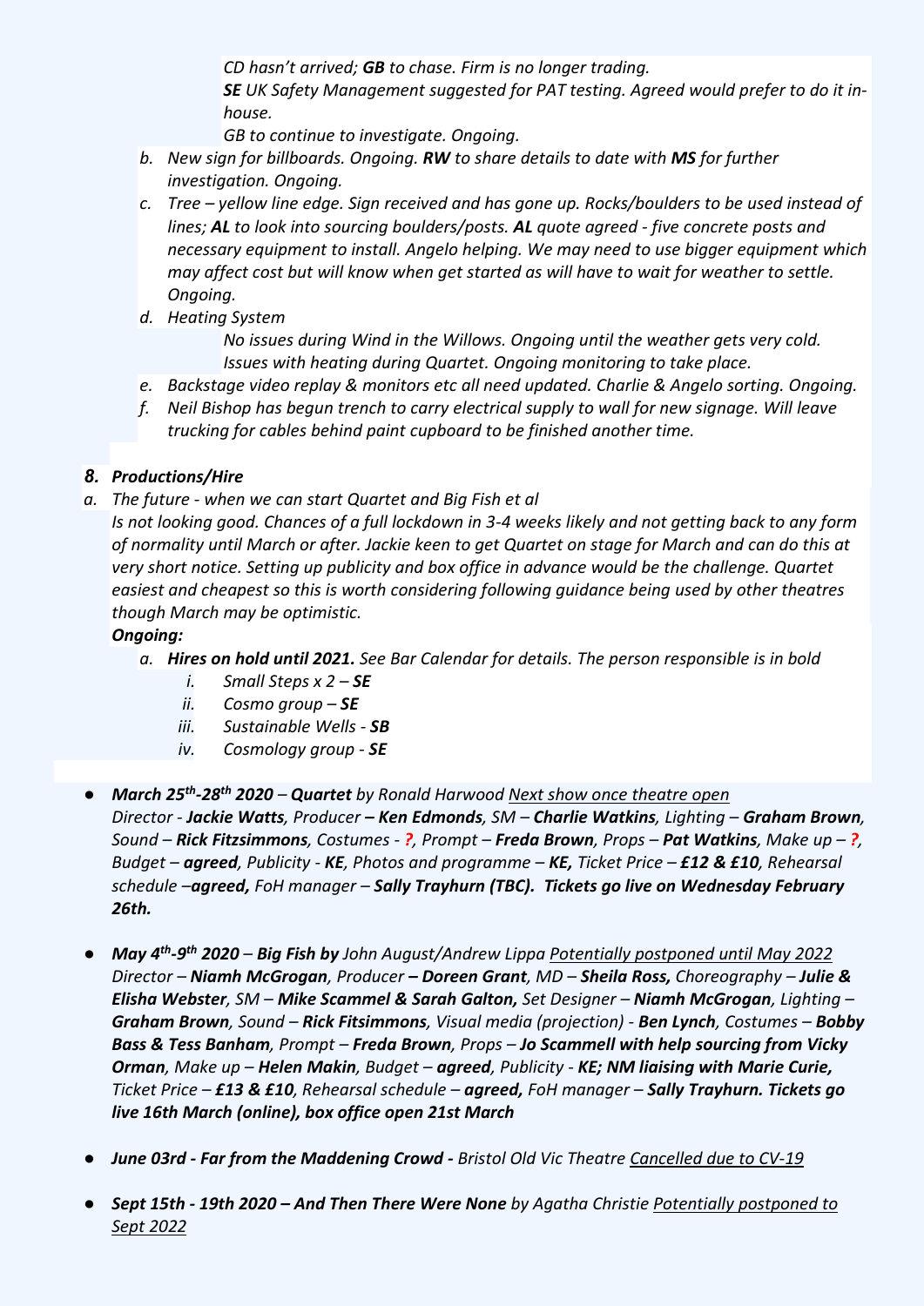*CD hasn't arrived; **GB** to chase. Firm is no longer trading.*
*__SE__ UK Safety Management suggested for PAT testing. Agreed would prefer to do it in-house.*
*GB to continue to investigate. Ongoing.*

b. *New sign for billboards. Ongoing. **RW** to share details to date with **MS** for further investigation. Ongoing.*
c. *Tree – yellow line edge. Sign received and has gone up. Rocks/boulders to be used instead of lines; **AL** to look into sourcing boulders/posts. **AL** quote agreed - five concrete posts and necessary equipment to install. Angelo helping. We may need to use bigger equipment which may affect cost but will know when get started as will have to wait for weather to settle. Ongoing.*
d. *Heating System*
   *No issues during Wind in the Willows. Ongoing until the weather gets very cold. Issues with heating during Quartet. Ongoing monitoring to take place.*
e. *Backstage video replay & monitors etc all need updated. Charlie & Angelo sorting. Ongoing.*
f. *Neil Bishop has begun trench to carry electrical supply to wall for new signage. Will leave trucking for cables behind paint cupboard to be finished another time.*

## *8. Productions/Hire*

a. *The future - when we can start Quartet and Big Fish et al*
*Is not looking good. Chances of a full lockdown in 3-4 weeks likely and not getting back to any form of normality until March or after. Jackie keen to get Quartet on stage for March and can do this at very short notice. Setting up publicity and box office in advance would be the challenge. Quartet easiest and cheapest so this is worth considering following guidance being used by other theatres though March may be optimistic.*

***Ongoing:***

a. ***Hires on hold until 2021.** See Bar Calendar for details. The person responsible is in bold*
   i. *Small Steps x 2 – **SE***
   ii. *Cosmo group – **SE***
   iii. *Sustainable Wells - **SB***
   iv. *Cosmology group - **SE***

- ***March 25th-28th 2020** – **Quartet** by Ronald Harwood Next show once theatre open*
  *Director - **Jackie Watts**, Producer **– Ken Edmonds**, SM – **Charlie Watkins**, Lighting – **Graham Brown**, Sound – **Rick Fitzsimmons**, Costumes - **?**, Prompt – **Freda Brown**, Props – **Pat Watkins**, Make up – **?**, Budget – **agreed**, Publicity - **KE**, Photos and programme – **KE**, Ticket Price – **£12 & £10**, Rehearsal schedule –**agreed**, FoH manager – **Sally Trayhurn (TBC). Tickets go live on Wednesday February 26th.***

- ***May 4th-9th 2020** – **Big Fish by** John August/Andrew Lippa Potentially postponed until May 2022*
  *Director – **Niamh McGrogan**, Producer **– Doreen Grant**, MD – **Sheila Ross**, Choreography – **Julie & Elisha Webster**, SM – **Mike Scammel & Sarah Galton**, Set Designer – **Niamh McGrogan**, Lighting – **Graham Brown**, Sound – **Rick Fitsimmons**, Visual media (projection) - **Ben Lynch**, Costumes – **Bobby Bass & Tess Banham**, Prompt – **Freda Brown**, Props – **Jo Scammell with help sourcing from Vicky Orman**, Make up – **Helen Makin**, Budget – **agreed**, Publicity - **KE; NM liaising with Marie Curie**, Ticket Price – **£13 & £10**, Rehearsal schedule – **agreed**, FoH manager – **Sally Trayhurn. Tickets go live 16th March (online), box office open 21st March***

- ***June 03rd - Far from the Maddening Crowd -** Bristol Old Vic Theatre Cancelled due to CV-19*

- ***Sept 15th - 19th 2020 – And Then There Were None** by Agatha Christie Potentially postponed to Sept 2022*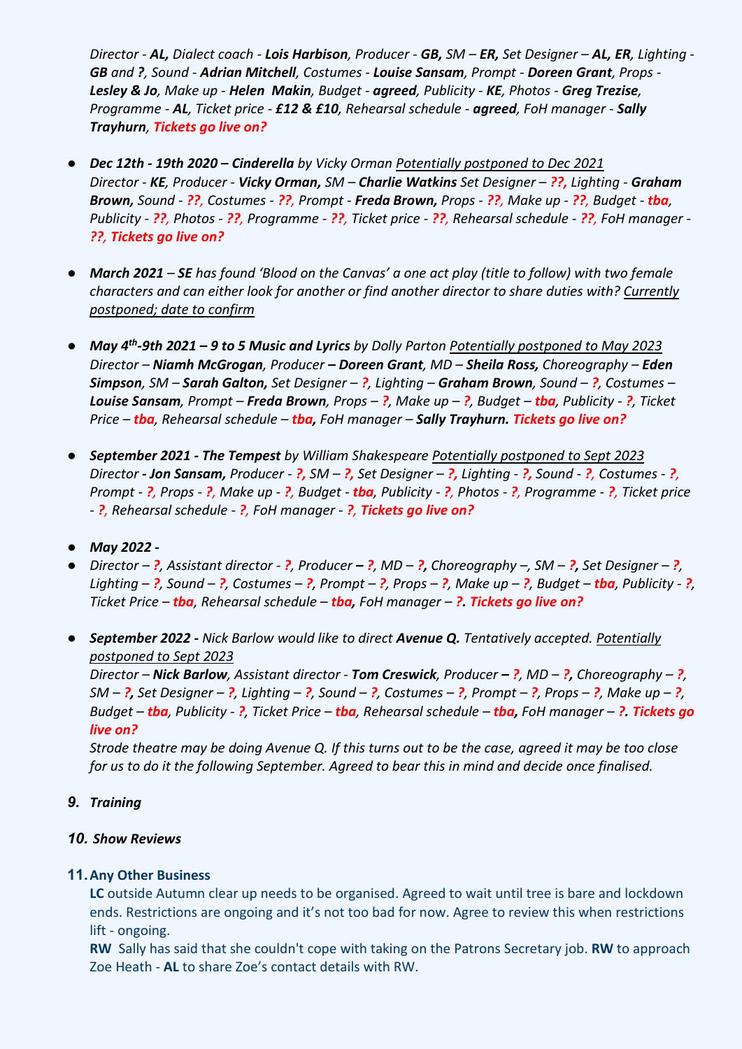*Director - **AL,** Dialect coach - **Lois Harbison**, Producer - **GB,** SM – **ER,** Set Designer – **AL, ER**, Lighting - **GB** and **?**, Sound - **Adrian Mitchell**, Costumes - **Louise Sansam**, Prompt - **Doreen Grant**, Props - **Lesley & Jo**, Make up - **Helen Makin**, Budget - **agreed**, Publicity - **KE**, Photos - **Greg Trezise**, Programme - **AL**, Ticket price - **£12 & £10**, Rehearsal schedule - **agreed**, FoH manager - **Sally Trayhurn**, **Tickets go live on?***

- ***Dec 12th - 19th 2020 – Cinderella** by Vicky Orman <u>Potentially postponed to Dec 2021</u>*
  *Director - **KE**, Producer - **Vicky Orman,** SM – **Charlie Watkins** Set Designer – **??,** Lighting - **Graham Brown,** Sound - **??,** Costumes - **??,** Prompt - **Freda Brown,** Props - **??,** Make up - **??,** Budget - **tba**, Publicity - **??,** Photos - **??,** Programme - **??,** Ticket price - **??,** Rehearsal schedule - **??,** FoH manager - **??, Tickets go live on?***

- ***March 2021** – **SE** has found 'Blood on the Canvas' a one act play (title to follow) with two female characters and can either look for another or find another director to share duties with? <u>Currently postponed; date to confirm</u>*

- ***May 4th-9th 2021 – 9 to 5 Music and Lyrics** by Dolly Parton <u>Potentially postponed to May 2023</u>*
  *Director – **Niamh McGrogan**, Producer **– Doreen Grant**, MD – **Sheila Ross,** Choreography – **Eden Simpson**, SM – **Sarah Galton,** Set Designer – **?**, Lighting – **Graham Brown**, Sound – **?**, Costumes – **Louise Sansam**, Prompt – **Freda Brown**, Props – **?**, Make up – **?**, Budget – **tba**, Publicity - **?**, Ticket Price – **tba**, Rehearsal schedule – **tba,** FoH manager – **Sally Trayhurn. Tickets go live on?***

- ***September 2021 - The Tempest** by William Shakespeare <u>Potentially postponed to Sept 2023</u>*
  *Director **- Jon Sansam,** Producer - **?**, SM – **?**, Set Designer – **?**, Lighting - **?**, Sound - **?**, Costumes - **?**, Prompt - **?**, Props - **?**, Make up - **?**, Budget - **tba**, Publicity - **?**, Photos - **?**, Programme - **?**, Ticket price - **?**, Rehearsal schedule - **?**, FoH manager - **?**, **Tickets go live on?***

- ***May 2022 -***
- *Director – **?**, Assistant director - **?**, Producer **– ?**, MD – **?,** Choreography –, SM – **?**, Set Designer – **?**, Lighting – **?**, Sound – **?**, Costumes – **?**, Prompt – **?**, Props – **?**, Make up – **?**, Budget – **tba**, Publicity - **?**, Ticket Price – **tba**, Rehearsal schedule – **tba,** FoH manager – **?. Tickets go live on?***

- ***September 2022 -** Nick Barlow would like to direct **Avenue Q.** Tentatively accepted. <u>Potentially postponed to Sept 2023</u>*
  *Director – **Nick Barlow**, Assistant director - **Tom Creswick**, Producer **– ?**, MD – **?,** Choreography – **?**, SM – **?,** Set Designer – **?**, Lighting – **?**, Sound – **?**, Costumes – **?**, Prompt – **?**, Props – **?**, Make up – **?**, Budget – **tba**, Publicity - **?**, Ticket Price – **tba**, Rehearsal schedule – **tba,** FoH manager – **?. Tickets go live on?***
  *Strode theatre may be doing Avenue Q. If this turns out to be the case, agreed it may be too close for us to do it the following September. Agreed to bear this in mind and decide once finalised.*

9. ***Training***

10. ***Show Reviews***

11. **Any Other Business**

**LC** outside Autumn clear up needs to be organised. Agreed to wait until tree is bare and lockdown ends. Restrictions are ongoing and it's not too bad for now. Agree to review this when restrictions lift - ongoing.
**RW** Sally has said that she couldn't cope with taking on the Patrons Secretary job. **RW** to approach Zoe Heath - **AL** to share Zoe's contact details with RW.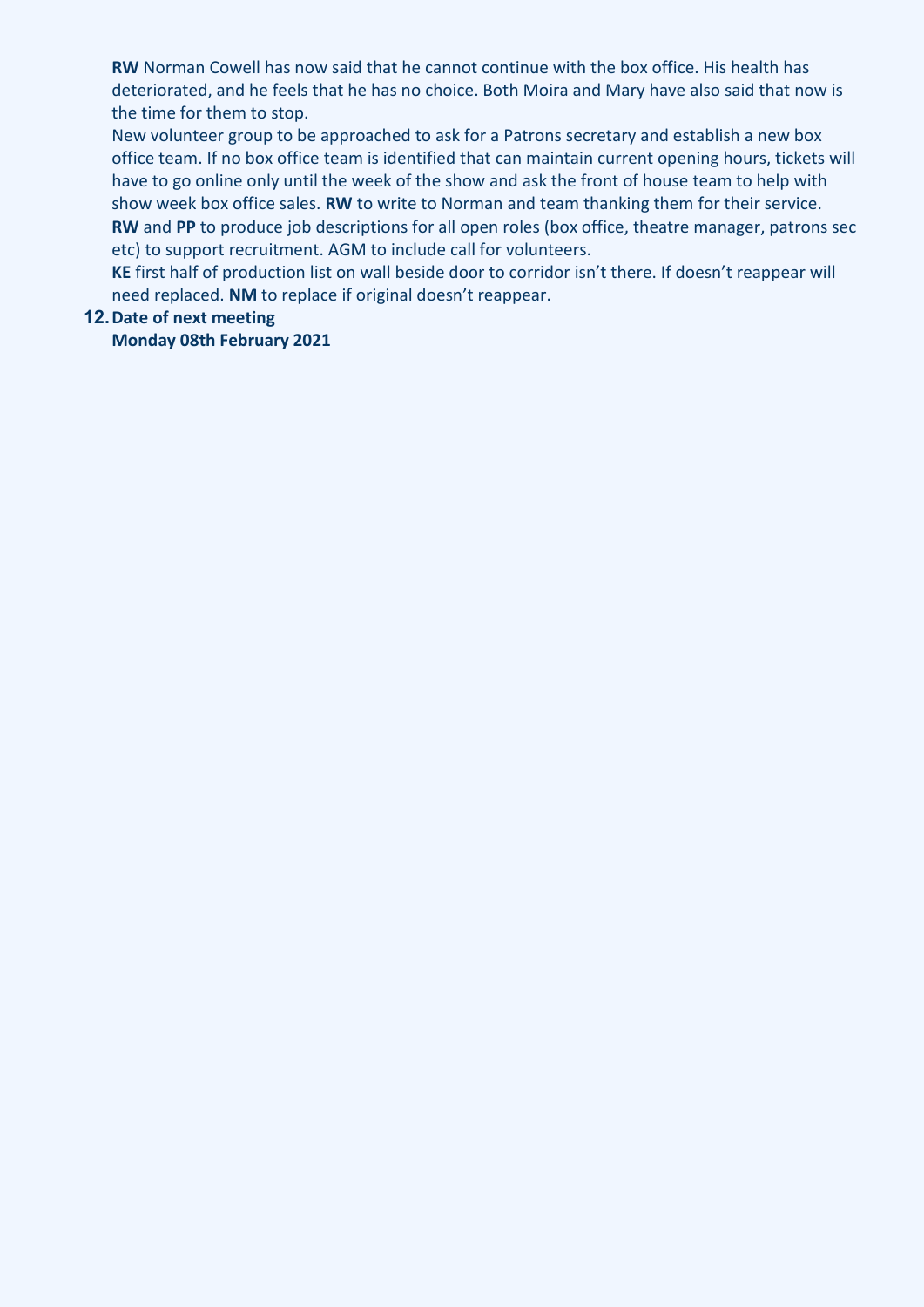**RW** Norman Cowell has now said that he cannot continue with the box office. His health has deteriorated, and he feels that he has no choice. Both Moira and Mary have also said that now is the time for them to stop.

New volunteer group to be approached to ask for a Patrons secretary and establish a new box office team. If no box office team is identified that can maintain current opening hours, tickets will have to go online only until the week of the show and ask the front of house team to help with show week box office sales. **RW** to write to Norman and team thanking them for their service.

**RW** and **PP** to produce job descriptions for all open roles (box office, theatre manager, patrons sec etc) to support recruitment. AGM to include call for volunteers.

**KE** first half of production list on wall beside door to corridor isn't there. If doesn't reappear will need replaced. **NM** to replace if original doesn't reappear.

12. **Date of next meeting**
    **Monday 08th February 2021**